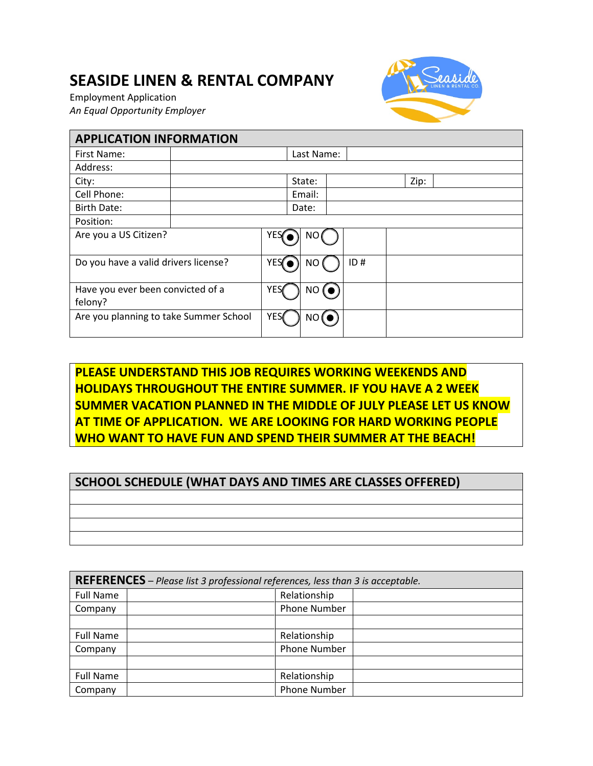# SEASIDE LINEN & RENTAL COMPANY

Employment Application

*An Equal Opportunity Employer*

| APPLICATION INFORMATION | | | | | |
|---|---|---|---|---|---|
| First Name: | | Last Name: | | | |
| Address: | | | | | |
| City: | | State: | | Zip: | |
| Cell Phone: | | Email: | | | |
| Birth Date: | | Date: | | | |
| Position: | | | | | |

| | | | | |
|---|---|---|---|---|
| Are you a US Citizen? | YES (●) | NO ( ) | | |
| Do you have a valid drivers license? | YES (●) | NO ( ) | ID # | |
| Have you ever been convicted of a felony? | YES ( ) | NO (●) | | |
| Are you planning to take Summer School | YES ( ) | NO (●) | | |

**PLEASE UNDERSTAND THIS JOB REQUIRES WORKING WEEKENDS AND HOLIDAYS THROUGHOUT THE ENTIRE SUMMER. IF YOU HAVE A 2 WEEK SUMMER VACATION PLANNED IN THE MIDDLE OF JULY PLEASE LET US KNOW AT TIME OF APPLICATION. WE ARE LOOKING FOR HARD WORKING PEOPLE WHO WANT TO HAVE FUN AND SPEND THEIR SUMMER AT THE BEACH!**

| SCHOOL SCHEDULE (WHAT DAYS AND TIMES ARE CLASSES OFFERED) |
|---|
| |
| |
| |
| |

| **REFERENCES** – *Please list 3 professional references, less than 3 is acceptable.* | | | |
|---|---|---|---|
| Full Name | | Relationship | |
| Company | | Phone Number | |
| | | | |
| Full Name | | Relationship | |
| Company | | Phone Number | |
| | | | |
| Full Name | | Relationship | |
| Company | | Phone Number | |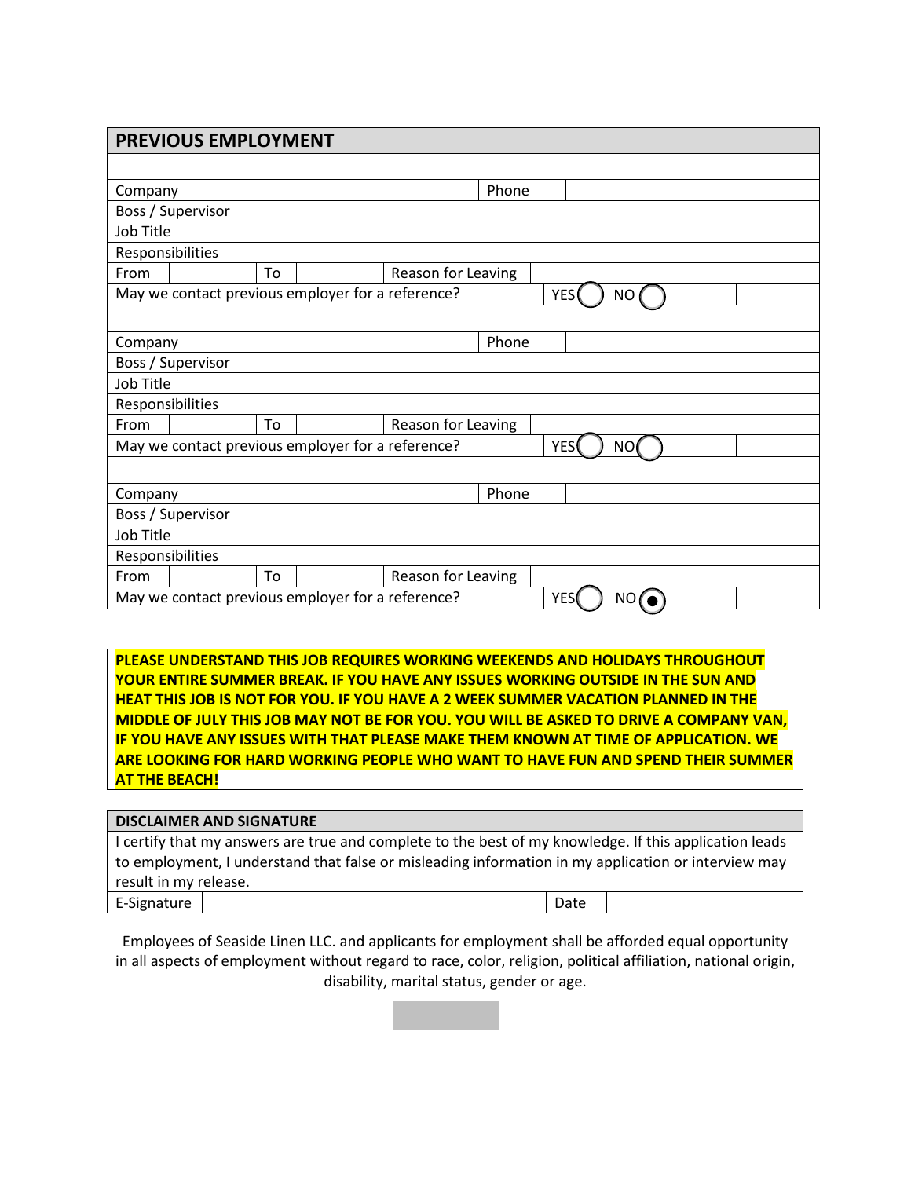## PREVIOUS EMPLOYMENT

| | | | | | |
|---|---|---|---|---|---|
| Company | | | | Phone | |
| Boss / Supervisor | | | | | |
| Job Title | | | | | |
| Responsibilities | | | | | |
| From | | To | | Reason for Leaving | |
| May we contact previous employer for a reference? | | | | YES ◯ NO ◯ | |

| | | | | | |
|---|---|---|---|---|---|
| Company | | | | Phone | |
| Boss / Supervisor | | | | | |
| Job Title | | | | | |
| Responsibilities | | | | | |
| From | | To | | Reason for Leaving | |
| May we contact previous employer for a reference? | | | | YES ◯ NO ◯ | |

| | | | | | |
|---|---|---|---|---|---|
| Company | | | | Phone | |
| Boss / Supervisor | | | | | |
| Job Title | | | | | |
| Responsibilities | | | | | |
| From | | To | | Reason for Leaving | |
| May we contact previous employer for a reference? | | | | YES ◯ NO ◉ | |

**PLEASE UNDERSTAND THIS JOB REQUIRES WORKING WEEKENDS AND HOLIDAYS THROUGHOUT YOUR ENTIRE SUMMER BREAK. IF YOU HAVE ANY ISSUES WORKING OUTSIDE IN THE SUN AND HEAT THIS JOB IS NOT FOR YOU. IF YOU HAVE A 2 WEEK SUMMER VACATION PLANNED IN THE MIDDLE OF JULY THIS JOB MAY NOT BE FOR YOU. YOU WILL BE ASKED TO DRIVE A COMPANY VAN, IF YOU HAVE ANY ISSUES WITH THAT PLEASE MAKE THEM KNOWN AT TIME OF APPLICATION. WE ARE LOOKING FOR HARD WORKING PEOPLE WHO WANT TO HAVE FUN AND SPEND THEIR SUMMER AT THE BEACH!**

### DISCLAIMER AND SIGNATURE

I certify that my answers are true and complete to the best of my knowledge. If this application leads to employment, I understand that false or misleading information in my application or interview may result in my release.

| | | | |
|---|---|---|---|
| E-Signature | | Date | |

Employees of Seaside Linen LLC. and applicants for employment shall be afforded equal opportunity in all aspects of employment without regard to race, color, religion, political affiliation, national origin, disability, marital status, gender or age.